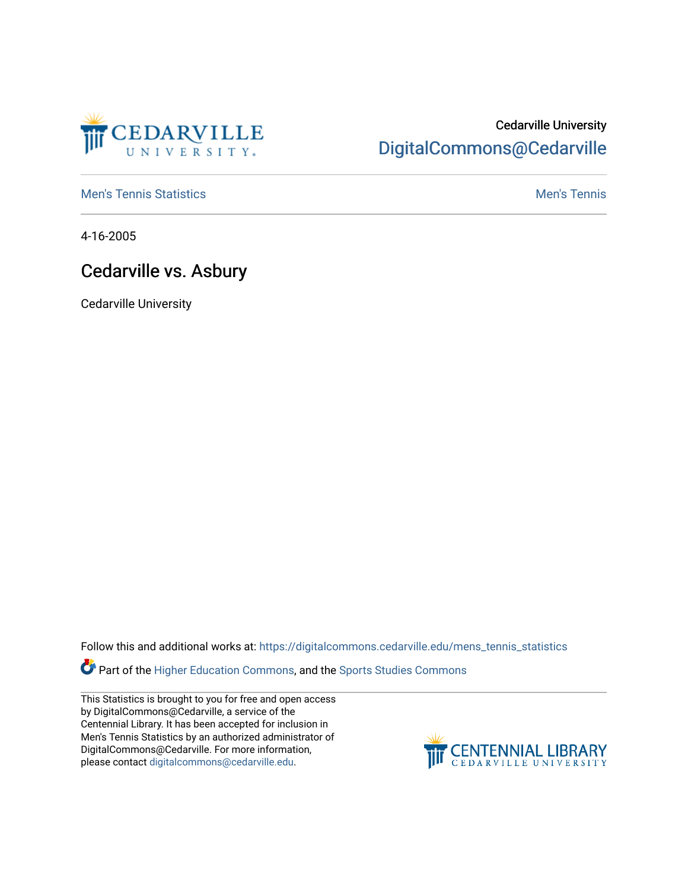Cedarville University

DigitalCommons@Cedarville

Men's Tennis Statistics

Men's Tennis

4-16-2005

# Cedarville vs. Asbury

Cedarville University

Follow this and additional works at: https://digitalcommons.cedarville.edu/mens_tennis_statistics

Part of the Higher Education Commons, and the Sports Studies Commons

This Statistics is brought to you for free and open access by DigitalCommons@Cedarville, a service of the Centennial Library. It has been accepted for inclusion in Men's Tennis Statistics by an authorized administrator of DigitalCommons@Cedarville. For more information, please contact digitalcommons@cedarville.edu.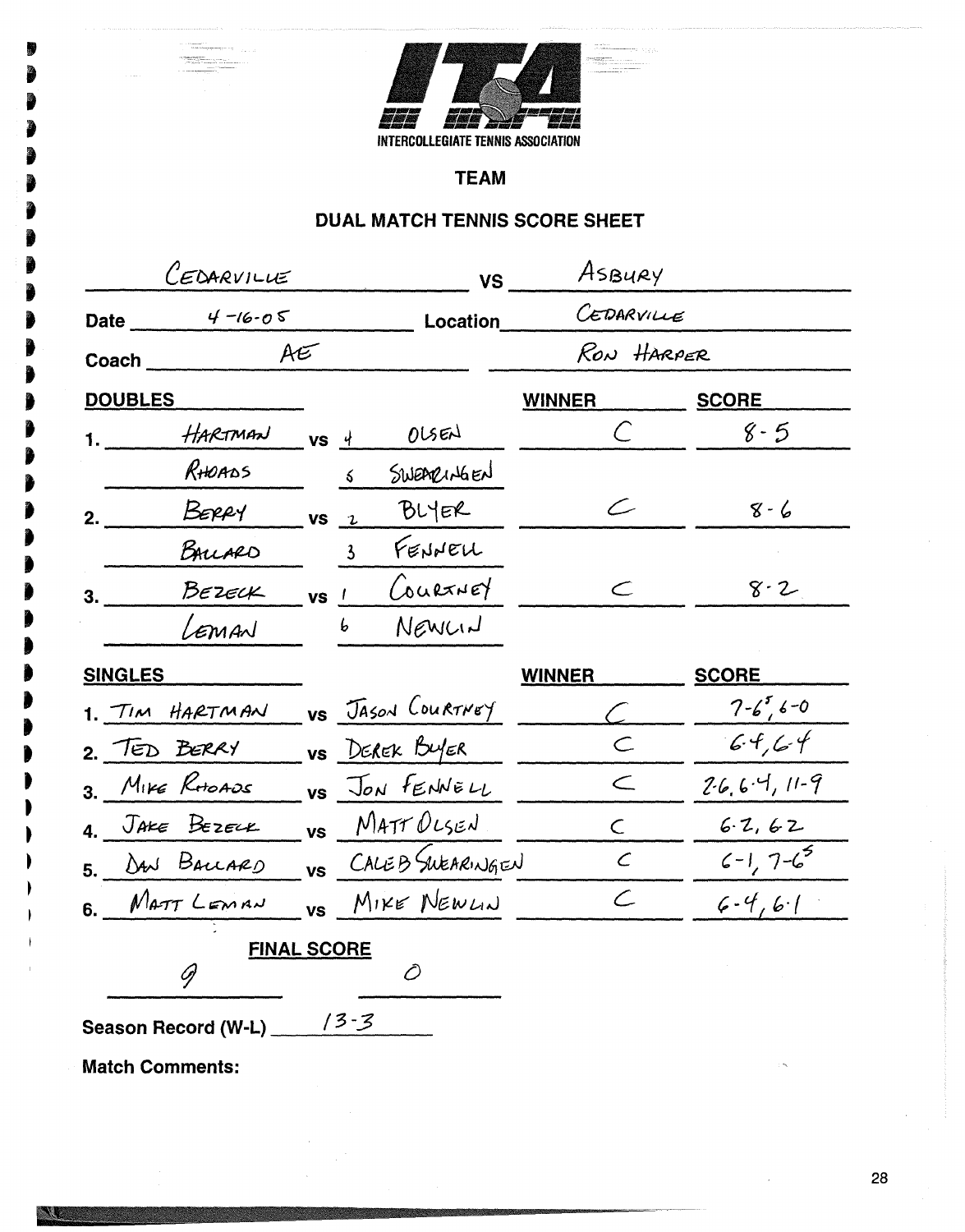INTERCOLLEGIATE TENNIS ASSOCIATION

# TEAM

## DUAL MATCH TENNIS SCORE SHEET

CEDARVILLE VS ASBURY

Date 4-16-05 Location CEDARVILLE

Coach AE RON HARPER

### DOUBLES

| | | | | WINNER | SCORE |
|---|---|---|---|---|---|
| 1. | HARTMAN / RHOADS | vs | 4 OLSEN / 5 SWEARINGEN | C | 8-5 |
| 2. | BERRY / BALLARD | vs | 2 BLYER / 3 FENNELL | C | 8-6 |
| 3. | BEZECK / LEMAN | vs | 1 COURTNEY / 6 NEWLIN | C | 8-2 |

### SINGLES

| | | | | WINNER | SCORE |
|---|---|---|---|---|---|
| 1. | TIM HARTMAN | vs | JASON COURTNEY | C | 7-6$^{5}$, 6-0 |
| 2. | TED BERRY | vs | DEREK BLYER | C | 6-4, 6-4 |
| 3. | MIKE RHOADS | vs | JON FENNELL | C | 2-6, 6-4, 11-9 |
| 4. | JAKE BEZECK | vs | MATT OLSEN | C | 6-2, 6-2 |
| 5. | DAN BALLARD | vs | CALEB SWEARINGEN | C | 6-1, 7-6$^{5}$ |
| 6. | MATT LEMAN | vs | MIKE NEWLIN | C | 6-4, 6-1 |

**FINAL SCORE**

9 0

Season Record (W-L) 13-3

Match Comments: